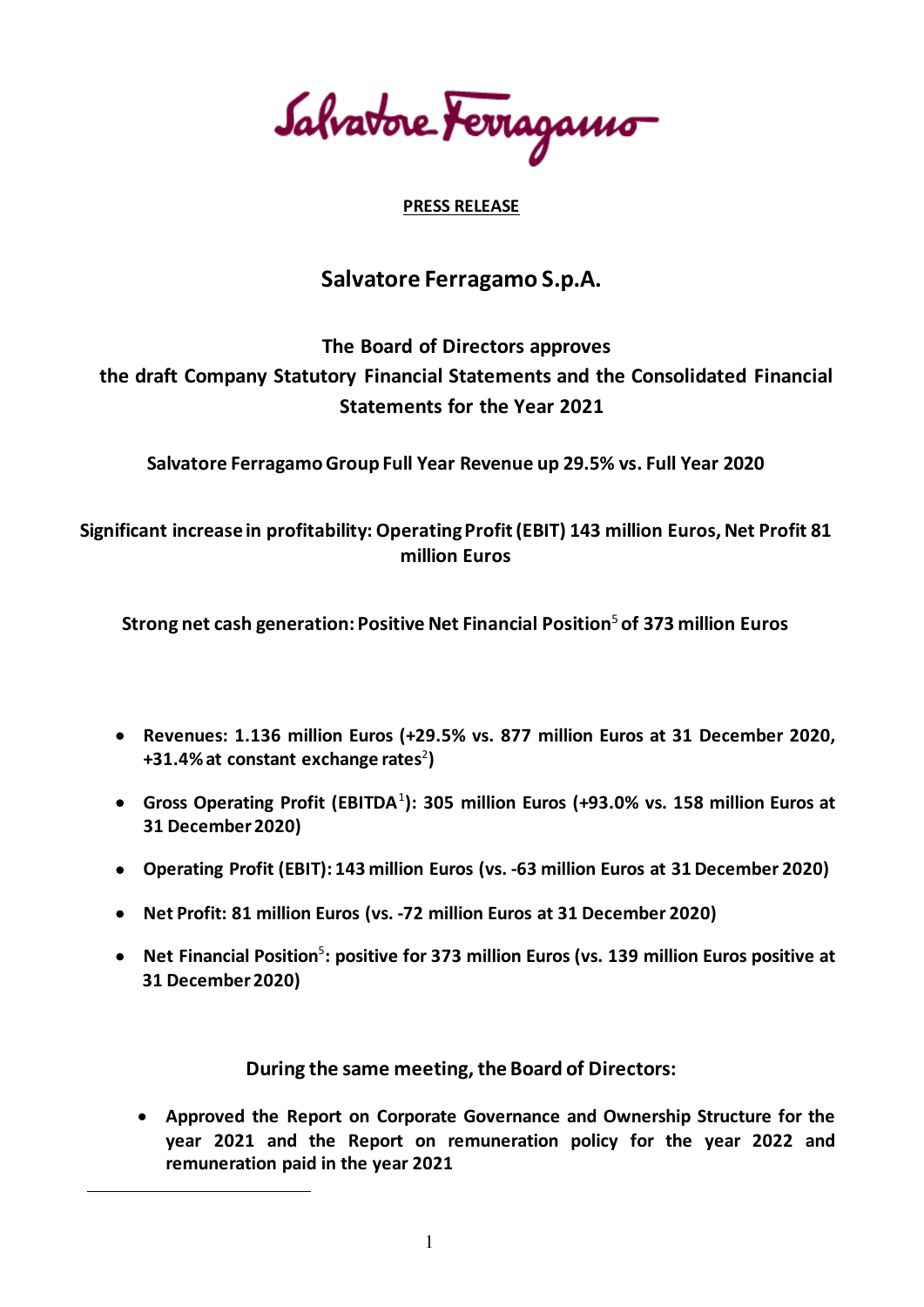Salvatore Ferragamo

**PRESS RELEASE**

# Salvatore Ferragamo S.p.A.

## The Board of Directors approves the draft Company Statutory Financial Statements and the Consolidated Financial Statements for the Year 2021

**Salvatore Ferragamo Group Full Year Revenue up 29.5% vs. Full Year 2020**

**Significant increase in profitability: Operating Profit (EBIT) 143 million Euros, Net Profit 81 million Euros**

**Strong net cash generation: Positive Net Financial Position[5] of 373 million Euros**

- **Revenues: 1.136 million Euros (+29.5% vs. 877 million Euros at 31 December 2020, +31.4% at constant exchange rates[2])**
- **Gross Operating Profit (EBITDA[1]): 305 million Euros (+93.0% vs. 158 million Euros at 31 December 2020)**
- **Operating Profit (EBIT): 143 million Euros (vs. -63 million Euros at 31 December 2020)**
- **Net Profit: 81 million Euros (vs. -72 million Euros at 31 December 2020)**
- **Net Financial Position[5]: positive for 373 million Euros (vs. 139 million Euros positive at 31 December 2020)**

**During the same meeting, the Board of Directors:**

- **Approved the Report on Corporate Governance and Ownership Structure for the year 2021 and the Report on remuneration policy for the year 2022 and remuneration paid in the year 2021**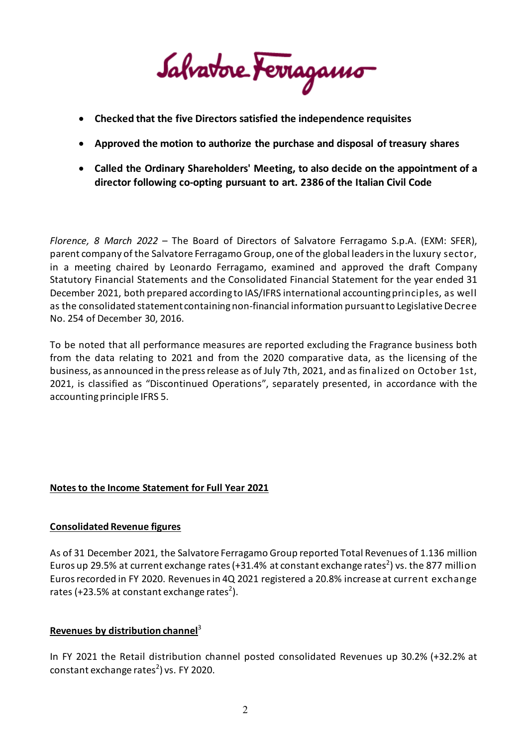- **Checked that the five Directors satisfied the independence requisites**
- **Approved the motion to authorize the purchase and disposal of treasury shares**
- **Called the Ordinary Shareholders' Meeting, to also decide on the appointment of a director following co-opting pursuant to art. 2386 of the Italian Civil Code**

*Florence, 8 March 2022* – The Board of Directors of Salvatore Ferragamo S.p.A. (EXM: SFER), parent company of the Salvatore Ferragamo Group, one of the global leaders in the luxury sector, in a meeting chaired by Leonardo Ferragamo, examined and approved the draft Company Statutory Financial Statements and the Consolidated Financial Statement for the year ended 31 December 2021, both prepared according to IAS/IFRS international accounting principles, as well as the consolidated statement containing non-financial information pursuant to Legislative Decree No. 254 of December 30, 2016.

To be noted that all performance measures are reported excluding the Fragrance business both from the data relating to 2021 and from the 2020 comparative data, as the licensing of the business, as announced in the press release as of July 7th, 2021, and as finalized on October 1st, 2021, is classified as "Discontinued Operations", separately presented, in accordance with the accounting principle IFRS 5.

**Notes to the Income Statement for Full Year 2021**

**Consolidated Revenue figures**

As of 31 December 2021, the Salvatore Ferragamo Group reported Total Revenues of 1.136 million Euros up 29.5% at current exchange rates (+31.4% at constant exchange rates[2]) vs. the 877 million Euros recorded in FY 2020. Revenues in 4Q 2021 registered a 20.8% increase at current exchange rates (+23.5% at constant exchange rates[2]).

**Revenues by distribution channel**[3]

In FY 2021 the Retail distribution channel posted consolidated Revenues up 30.2% (+32.2% at constant exchange rates[2]) vs. FY 2020.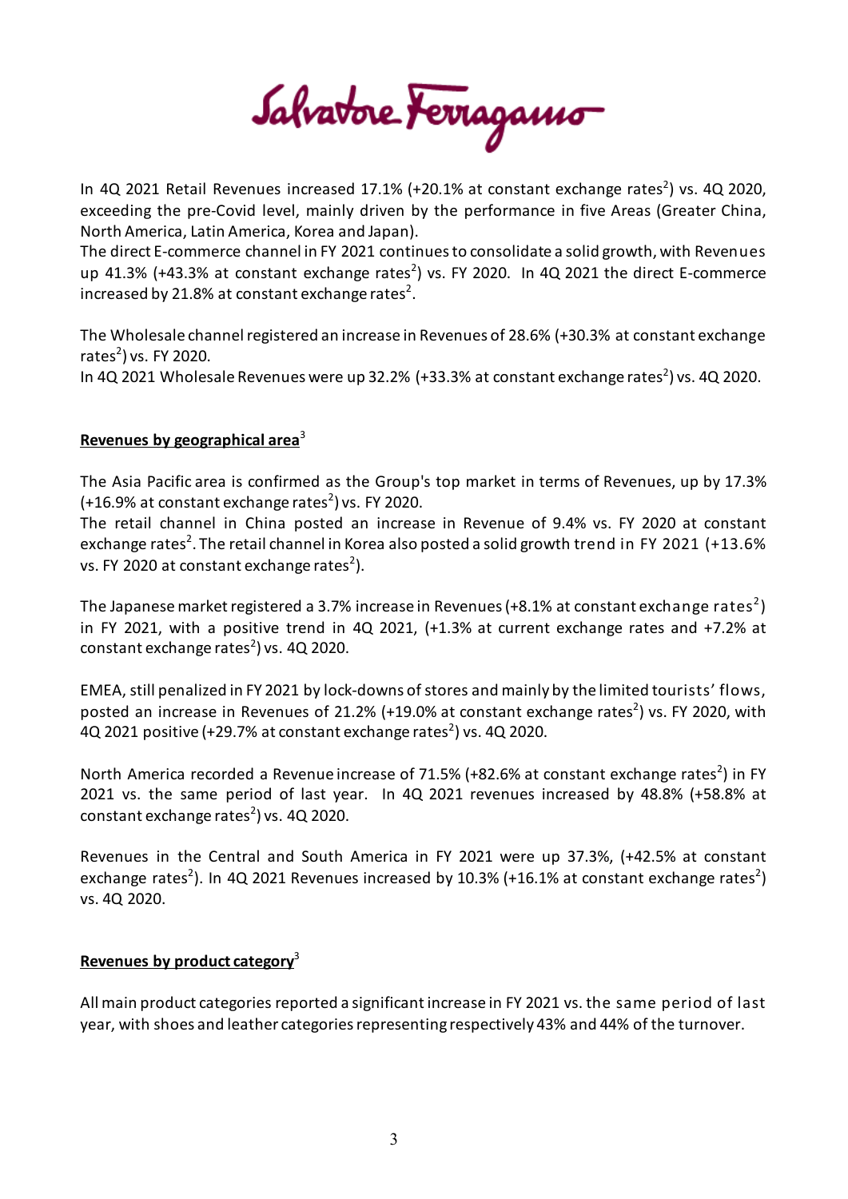In 4Q 2021 Retail Revenues increased 17.1% (+20.1% at constant exchange rates[2]) vs. 4Q 2020, exceeding the pre-Covid level, mainly driven by the performance in five Areas (Greater China, North America, Latin America, Korea and Japan).
The direct E-commerce channel in FY 2021 continues to consolidate a solid growth, with Revenues up 41.3% (+43.3% at constant exchange rates[2]) vs. FY 2020. In 4Q 2021 the direct E-commerce increased by 21.8% at constant exchange rates[2].

The Wholesale channel registered an increase in Revenues of 28.6% (+30.3% at constant exchange rates[2]) vs. FY 2020.
In 4Q 2021 Wholesale Revenues were up 32.2% (+33.3% at constant exchange rates[2]) vs. 4Q 2020.

**Revenues by geographical area**[3]

The Asia Pacific area is confirmed as the Group's top market in terms of Revenues, up by 17.3% (+16.9% at constant exchange rates[2]) vs. FY 2020.
The retail channel in China posted an increase in Revenue of 9.4% vs. FY 2020 at constant exchange rates[2]. The retail channel in Korea also posted a solid growth trend in FY 2021 (+13.6% vs. FY 2020 at constant exchange rates[2]).

The Japanese market registered a 3.7% increase in Revenues (+8.1% at constant exchange rates[2]) in FY 2021, with a positive trend in 4Q 2021, (+1.3% at current exchange rates and +7.2% at constant exchange rates[2]) vs. 4Q 2020.

EMEA, still penalized in FY 2021 by lock-downs of stores and mainly by the limited tourists' flows, posted an increase in Revenues of 21.2% (+19.0% at constant exchange rates[2]) vs. FY 2020, with 4Q 2021 positive (+29.7% at constant exchange rates[2]) vs. 4Q 2020.

North America recorded a Revenue increase of 71.5% (+82.6% at constant exchange rates[2]) in FY 2021 vs. the same period of last year. In 4Q 2021 revenues increased by 48.8% (+58.8% at constant exchange rates[2]) vs. 4Q 2020.

Revenues in the Central and South America in FY 2021 were up 37.3%, (+42.5% at constant exchange rates[2]). In 4Q 2021 Revenues increased by 10.3% (+16.1% at constant exchange rates[2]) vs. 4Q 2020.

**Revenues by product category**[3]

All main product categories reported a significant increase in FY 2021 vs. the same period of last year, with shoes and leather categories representing respectively 43% and 44% of the turnover.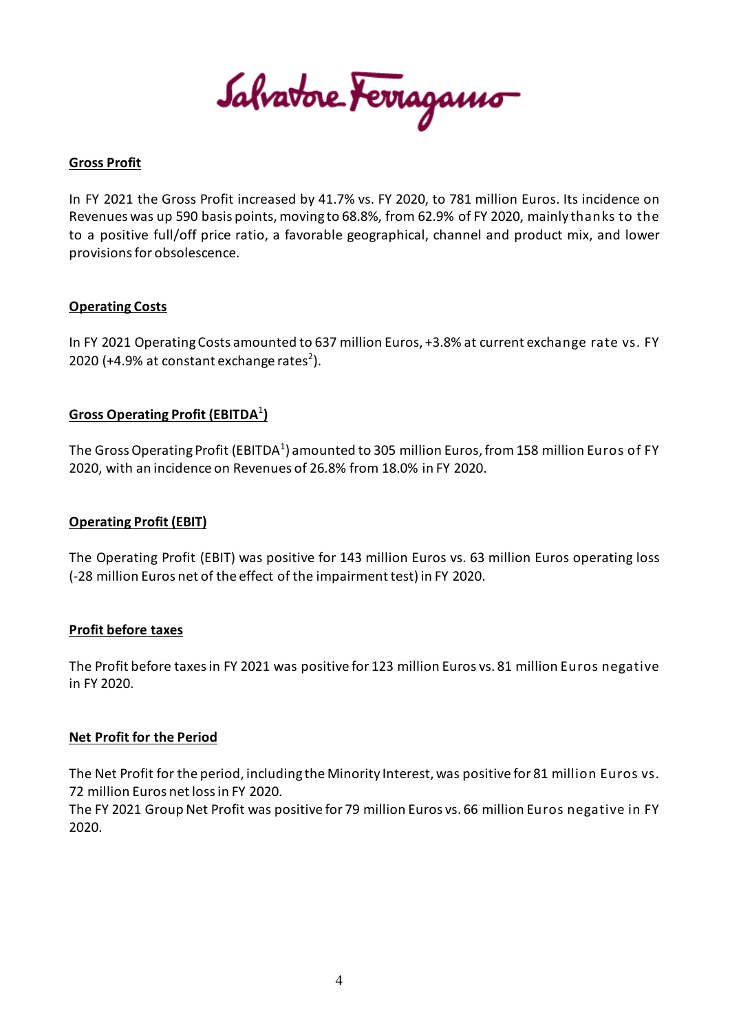## Gross Profit

In FY 2021 the Gross Profit increased by 41.7% vs. FY 2020, to 781 million Euros. Its incidence on Revenues was up 590 basis points, moving to 68.8%, from 62.9% of FY 2020, mainly thanks to the to a positive full/off price ratio, a favorable geographical, channel and product mix, and lower provisions for obsolescence.

## Operating Costs

In FY 2021 Operating Costs amounted to 637 million Euros, +3.8% at current exchange rate vs. FY 2020 (+4.9% at constant exchange rates[2]).

## Gross Operating Profit (EBITDA[1])

The Gross Operating Profit (EBITDA[1]) amounted to 305 million Euros, from 158 million Euros of FY 2020, with an incidence on Revenues of 26.8% from 18.0% in FY 2020.

## Operating Profit (EBIT)

The Operating Profit (EBIT) was positive for 143 million Euros vs. 63 million Euros operating loss (-28 million Euros net of the effect of the impairment test) in FY 2020.

## Profit before taxes

The Profit before taxes in FY 2021 was positive for 123 million Euros vs. 81 million Euros negative in FY 2020.

## Net Profit for the Period

The Net Profit for the period, including the Minority Interest, was positive for 81 million Euros vs. 72 million Euros net loss in FY 2020.
The FY 2021 Group Net Profit was positive for 79 million Euros vs. 66 million Euros negative in FY 2020.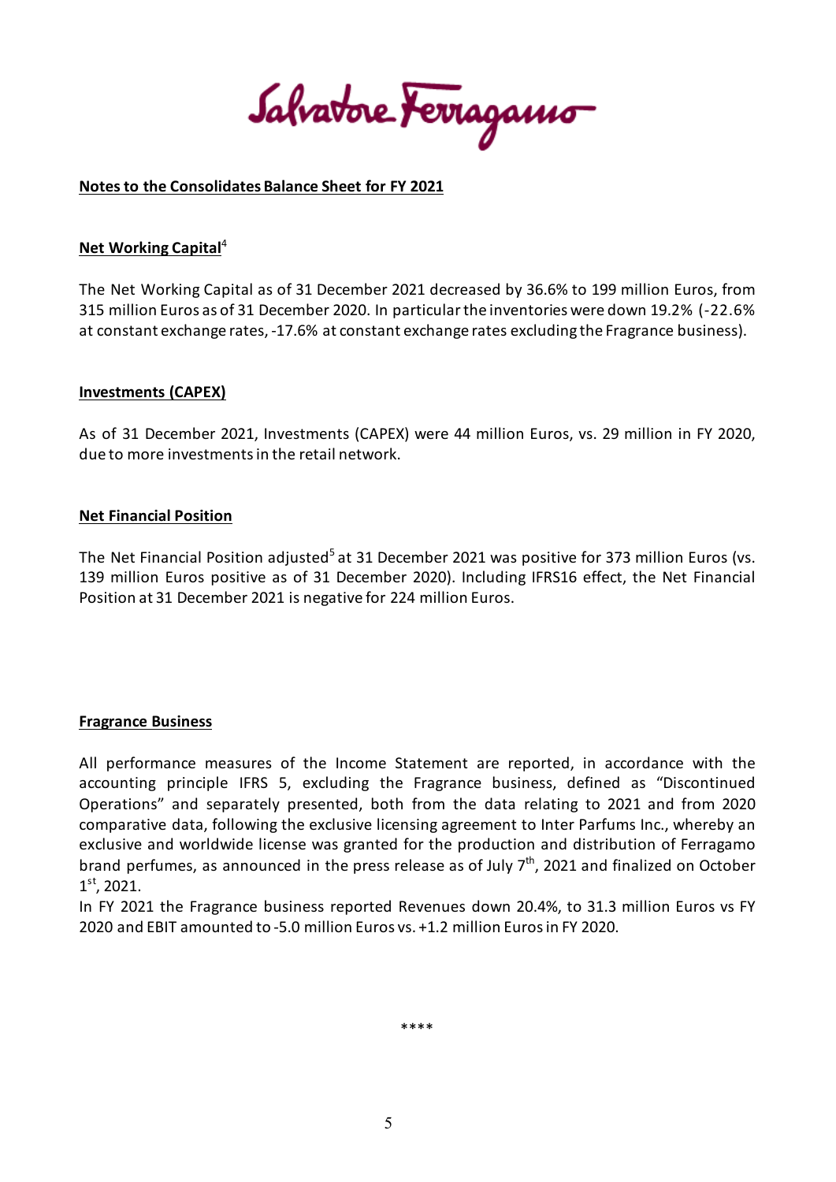## Notes to the Consolidates Balance Sheet for FY 2021

### Net Working Capital[4]

The Net Working Capital as of 31 December 2021 decreased by 36.6% to 199 million Euros, from 315 million Euros as of 31 December 2020. In particular the inventories were down 19.2% (-22.6% at constant exchange rates, -17.6% at constant exchange rates excluding the Fragrance business).

### Investments (CAPEX)

As of 31 December 2021, Investments (CAPEX) were 44 million Euros, vs. 29 million in FY 2020, due to more investments in the retail network.

### Net Financial Position

The Net Financial Position adjusted[5] at 31 December 2021 was positive for 373 million Euros (vs. 139 million Euros positive as of 31 December 2020). Including IFRS16 effect, the Net Financial Position at 31 December 2021 is negative for 224 million Euros.

### Fragrance Business

All performance measures of the Income Statement are reported, in accordance with the accounting principle IFRS 5, excluding the Fragrance business, defined as "Discontinued Operations" and separately presented, both from the data relating to 2021 and from 2020 comparative data, following the exclusive licensing agreement to Inter Parfums Inc., whereby an exclusive and worldwide license was granted for the production and distribution of Ferragamo brand perfumes, as announced in the press release as of July 7th, 2021 and finalized on October 1st, 2021.

In FY 2021 the Fragrance business reported Revenues down 20.4%, to 31.3 million Euros vs FY 2020 and EBIT amounted to -5.0 million Euros vs. +1.2 million Euros in FY 2020.

****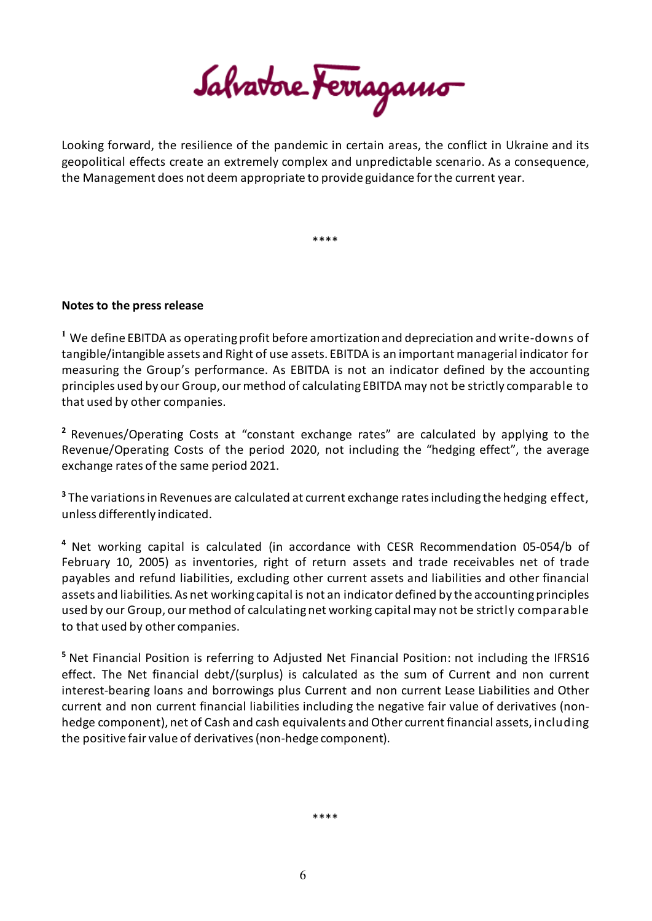Looking forward, the resilience of the pandemic in certain areas, the conflict in Ukraine and its geopolitical effects create an extremely complex and unpredictable scenario. As a consequence, the Management does not deem appropriate to provide guidance for the current year.

****

**Notes to the press release**

[1] We define EBITDA as operating profit before amortization and depreciation and write-downs of tangible/intangible assets and Right of use assets. EBITDA is an important managerial indicator for measuring the Group's performance. As EBITDA is not an indicator defined by the accounting principles used by our Group, our method of calculating EBITDA may not be strictly comparable to that used by other companies.

[2] Revenues/Operating Costs at "constant exchange rates" are calculated by applying to the Revenue/Operating Costs of the period 2020, not including the "hedging effect", the average exchange rates of the same period 2021.

[3] The variations in Revenues are calculated at current exchange rates including the hedging effect, unless differently indicated.

[4] Net working capital is calculated (in accordance with CESR Recommendation 05-054/b of February 10, 2005) as inventories, right of return assets and trade receivables net of trade payables and refund liabilities, excluding other current assets and liabilities and other financial assets and liabilities. As net working capital is not an indicator defined by the accounting principles used by our Group, our method of calculating net working capital may not be strictly comparable to that used by other companies.

[5] Net Financial Position is referring to Adjusted Net Financial Position: not including the IFRS16 effect. The Net financial debt/(surplus) is calculated as the sum of Current and non current interest-bearing loans and borrowings plus Current and non current Lease Liabilities and Other current and non current financial liabilities including the negative fair value of derivatives (non-hedge component), net of Cash and cash equivalents and Other current financial assets, including the positive fair value of derivatives (non-hedge component).

****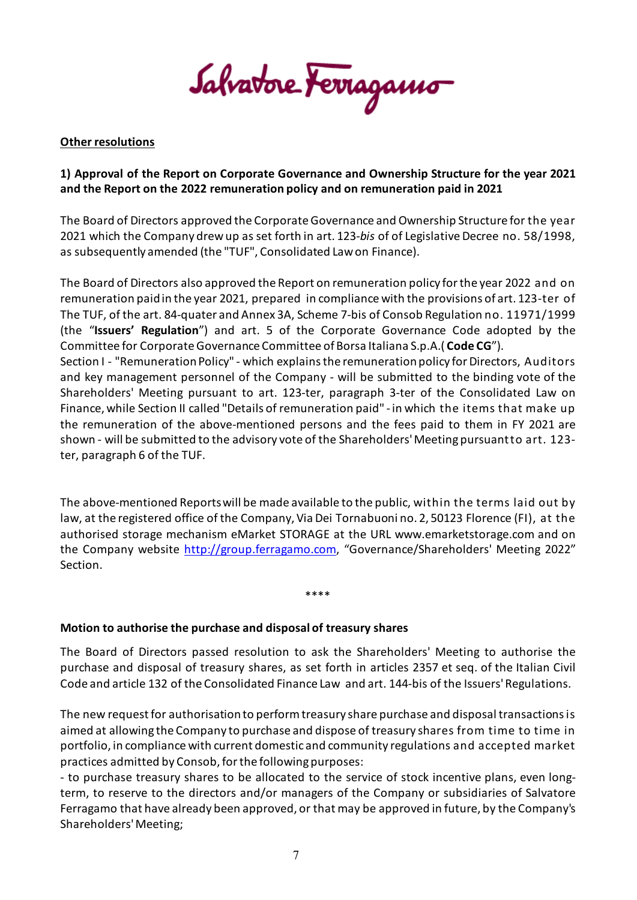**Other resolutions**

**1) Approval of the Report on Corporate Governance and Ownership Structure for the year 2021 and the Report on the 2022 remuneration policy and on remuneration paid in 2021**

The Board of Directors approved the Corporate Governance and Ownership Structure for the year 2021 which the Company drew up as set forth in art. 123-*bis* of of Legislative Decree no. 58/1998, as subsequently amended (the "TUF", Consolidated Law on Finance).

The Board of Directors also approved the Report on remuneration policy for the year 2022 and on remuneration paid in the year 2021, prepared in compliance with the provisions of art. 123-ter of The TUF, of the art. 84-quater and Annex 3A, Scheme 7-bis of Consob Regulation no. 11971/1999 (the "**Issuers' Regulation**") and art. 5 of the Corporate Governance Code adopted by the Committee for Corporate Governance Committee of Borsa Italiana S.p.A.( **Code CG**").
Section I - "Remuneration Policy" - which explains the remuneration policy for Directors, Auditors and key management personnel of the Company - will be submitted to the binding vote of the Shareholders' Meeting pursuant to art. 123-ter, paragraph 3-ter of the Consolidated Law on Finance, while Section II called "Details of remuneration paid" - in which the items that make up the remuneration of the above-mentioned persons and the fees paid to them in FY 2021 are shown - will be submitted to the advisory vote of the Shareholders' Meeting pursuant to art. 123-ter, paragraph 6 of the TUF.

The above-mentioned Reports will be made available to the public, within the terms laid out by law, at the registered office of the Company, Via Dei Tornabuoni no. 2, 50123 Florence (FI), at the authorised storage mechanism eMarket STORAGE at the URL www.emarketstorage.com and on the Company website http://group.ferragamo.com, "Governance/Shareholders' Meeting 2022" Section.

\*\*\*\*

**Motion to authorise the purchase and disposal of treasury shares**

The Board of Directors passed resolution to ask the Shareholders' Meeting to authorise the purchase and disposal of treasury shares, as set forth in articles 2357 et seq. of the Italian Civil Code and article 132 of the Consolidated Finance Law and art. 144-bis of the Issuers' Regulations.

The new request for authorisation to perform treasury share purchase and disposal transactions is aimed at allowing the Company to purchase and dispose of treasury shares from time to time in portfolio, in compliance with current domestic and community regulations and accepted market practices admitted by Consob, for the following purposes:
- to purchase treasury shares to be allocated to the service of stock incentive plans, even long-term, to reserve to the directors and/or managers of the Company or subsidiaries of Salvatore Ferragamo that have already been approved, or that may be approved in future, by the Company's Shareholders' Meeting;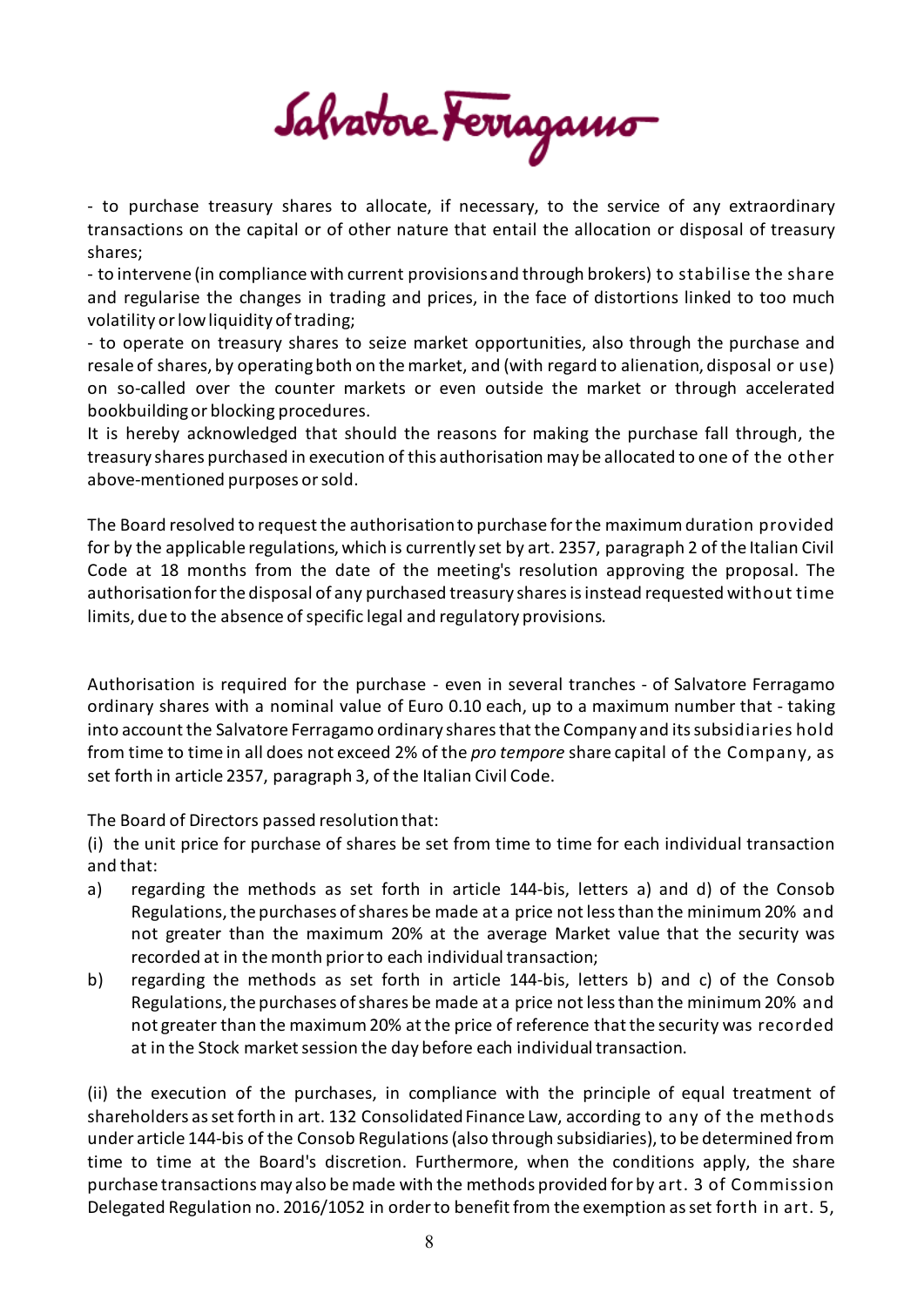- to purchase treasury shares to allocate, if necessary, to the service of any extraordinary transactions on the capital or of other nature that entail the allocation or disposal of treasury shares;

- to intervene (in compliance with current provisions and through brokers) to stabilise the share and regularise the changes in trading and prices, in the face of distortions linked to too much volatility or low liquidity of trading;

- to operate on treasury shares to seize market opportunities, also through the purchase and resale of shares, by operating both on the market, and (with regard to alienation, disposal or use) on so-called over the counter markets or even outside the market or through accelerated bookbuilding or blocking procedures.

It is hereby acknowledged that should the reasons for making the purchase fall through, the treasury shares purchased in execution of this authorisation may be allocated to one of the other above-mentioned purposes or sold.

The Board resolved to request the authorisation to purchase for the maximum duration provided for by the applicable regulations, which is currently set by art. 2357, paragraph 2 of the Italian Civil Code at 18 months from the date of the meeting's resolution approving the proposal. The authorisation for the disposal of any purchased treasury shares is instead requested without time limits, due to the absence of specific legal and regulatory provisions.

Authorisation is required for the purchase - even in several tranches - of Salvatore Ferragamo ordinary shares with a nominal value of Euro 0.10 each, up to a maximum number that - taking into account the Salvatore Ferragamo ordinary shares that the Company and its subsidiaries hold from time to time in all does not exceed 2% of the *pro tempore* share capital of the Company, as set forth in article 2357, paragraph 3, of the Italian Civil Code.

The Board of Directors passed resolution that:

(i) the unit price for purchase of shares be set from time to time for each individual transaction and that:

a) regarding the methods as set forth in article 144-bis, letters a) and d) of the Consob Regulations, the purchases of shares be made at a price not less than the minimum 20% and not greater than the maximum 20% at the average Market value that the security was recorded at in the month prior to each individual transaction;

b) regarding the methods as set forth in article 144-bis, letters b) and c) of the Consob Regulations, the purchases of shares be made at a price not less than the minimum 20% and not greater than the maximum 20% at the price of reference that the security was recorded at in the Stock market session the day before each individual transaction.

(ii) the execution of the purchases, in compliance with the principle of equal treatment of shareholders as set forth in art. 132 Consolidated Finance Law, according to any of the methods under article 144-bis of the Consob Regulations (also through subsidiaries), to be determined from time to time at the Board's discretion. Furthermore, when the conditions apply, the share purchase transactions may also be made with the methods provided for by art. 3 of Commission Delegated Regulation no. 2016/1052 in order to benefit from the exemption as set forth in art. 5,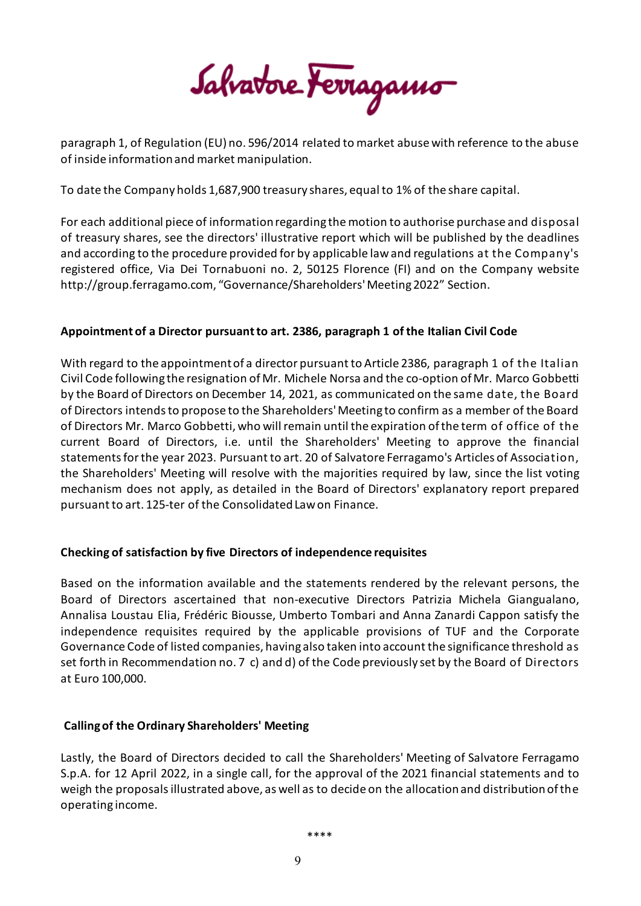paragraph 1, of Regulation (EU) no. 596/2014 related to market abuse with reference to the abuse of inside information and market manipulation.

To date the Company holds 1,687,900 treasury shares, equal to 1% of the share capital.

For each additional piece of information regarding the motion to authorise purchase and disposal of treasury shares, see the directors' illustrative report which will be published by the deadlines and according to the procedure provided for by applicable law and regulations at the Company's registered office, Via Dei Tornabuoni no. 2, 50125 Florence (FI) and on the Company website http://group.ferragamo.com, "Governance/Shareholders' Meeting 2022" Section.

**Appointment of a Director pursuant to art. 2386, paragraph 1 of the Italian Civil Code**

With regard to the appointment of a director pursuant to Article 2386, paragraph 1 of the Italian Civil Code following the resignation of Mr. Michele Norsa and the co-option of Mr. Marco Gobbetti by the Board of Directors on December 14, 2021, as communicated on the same date, the Board of Directors intends to propose to the Shareholders' Meeting to confirm as a member of the Board of Directors Mr. Marco Gobbetti, who will remain until the expiration of the term of office of the current Board of Directors, i.e. until the Shareholders' Meeting to approve the financial statements for the year 2023. Pursuant to art. 20 of Salvatore Ferragamo's Articles of Association, the Shareholders' Meeting will resolve with the majorities required by law, since the list voting mechanism does not apply, as detailed in the Board of Directors' explanatory report prepared pursuant to art. 125-ter of the Consolidated Law on Finance.

**Checking of satisfaction by five Directors of independence requisites**

Based on the information available and the statements rendered by the relevant persons, the Board of Directors ascertained that non-executive Directors Patrizia Michela Giangualano, Annalisa Loustau Elia, Frédéric Biousse, Umberto Tombari and Anna Zanardi Cappon satisfy the independence requisites required by the applicable provisions of TUF and the Corporate Governance Code of listed companies, having also taken into account the significance threshold as set forth in Recommendation no. 7 c) and d) of the Code previously set by the Board of Directors at Euro 100,000.

**Calling of the Ordinary Shareholders' Meeting**

Lastly, the Board of Directors decided to call the Shareholders' Meeting of Salvatore Ferragamo S.p.A. for 12 April 2022, in a single call, for the approval of the 2021 financial statements and to weigh the proposals illustrated above, as well as to decide on the allocation and distribution of the operating income.

\*\*\*\*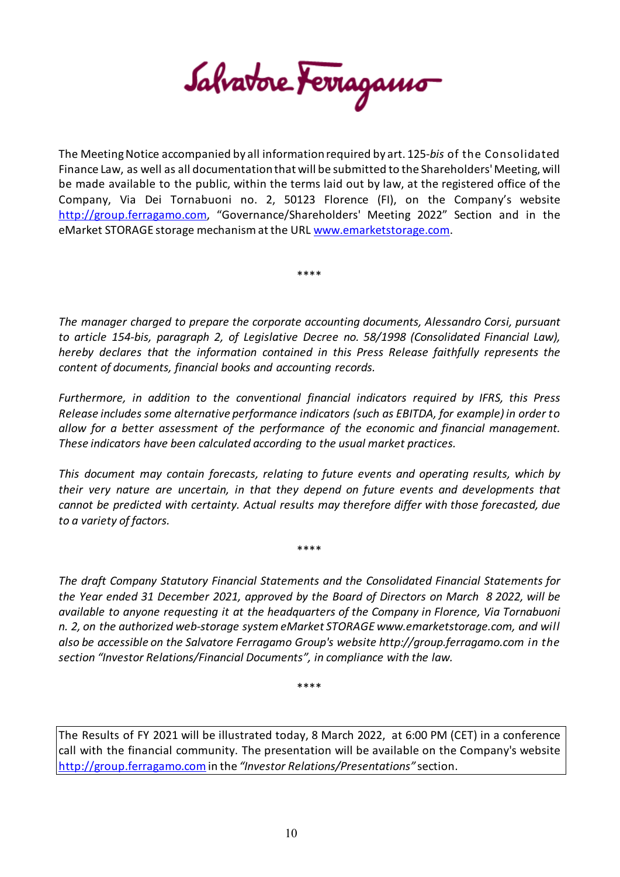The Meeting Notice accompanied by all information required by art. 125-*bis* of the Consolidated Finance Law, as well as all documentation that will be submitted to the Shareholders' Meeting, will be made available to the public, within the terms laid out by law, at the registered office of the Company, Via Dei Tornabuoni no. 2, 50123 Florence (FI), on the Company's website http://group.ferragamo.com, "Governance/Shareholders' Meeting 2022" Section and in the eMarket STORAGE storage mechanism at the URL www.emarketstorage.com.

****

*The manager charged to prepare the corporate accounting documents, Alessandro Corsi, pursuant to article 154-bis, paragraph 2, of Legislative Decree no. 58/1998 (Consolidated Financial Law), hereby declares that the information contained in this Press Release faithfully represents the content of documents, financial books and accounting records.*

*Furthermore, in addition to the conventional financial indicators required by IFRS, this Press Release includes some alternative performance indicators (such as EBITDA, for example) in order to allow for a better assessment of the performance of the economic and financial management. These indicators have been calculated according to the usual market practices.*

*This document may contain forecasts, relating to future events and operating results, which by their very nature are uncertain, in that they depend on future events and developments that cannot be predicted with certainty. Actual results may therefore differ with those forecasted, due to a variety of factors.*

****

*The draft Company Statutory Financial Statements and the Consolidated Financial Statements for the Year ended 31 December 2021, approved by the Board of Directors on March 8 2022, will be available to anyone requesting it at the headquarters of the Company in Florence, Via Tornabuoni n. 2, on the authorized web-storage system eMarket STORAGE www.emarketstorage.com, and will also be accessible on the Salvatore Ferragamo Group's website http://group.ferragamo.com in the section "Investor Relations/Financial Documents", in compliance with the law.*

****

The Results of FY 2021 will be illustrated today, 8 March 2022, at 6:00 PM (CET) in a conference call with the financial community. The presentation will be available on the Company's website http://group.ferragamo.com in the *"Investor Relations/Presentations"* section.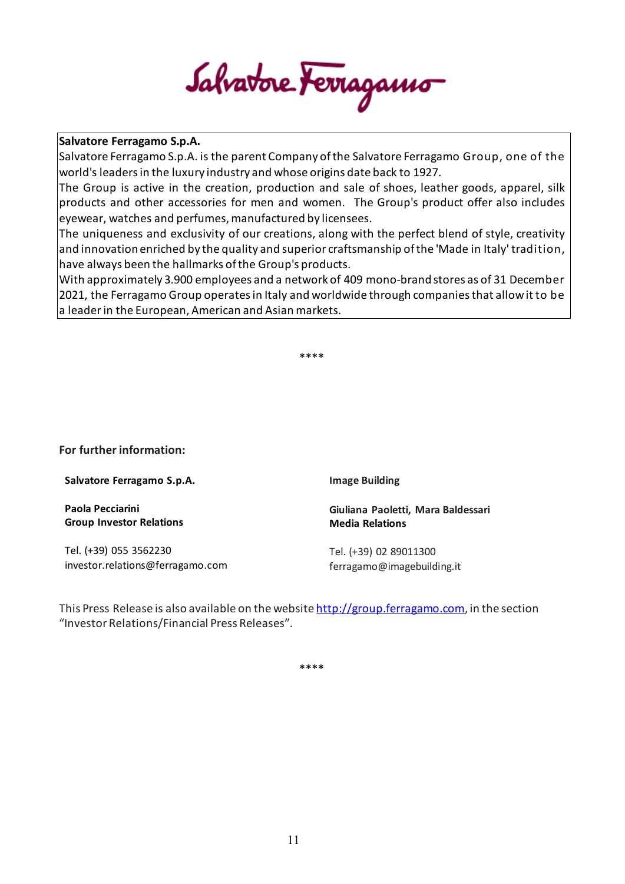**Salvatore Ferragamo S.p.A.**

Salvatore Ferragamo S.p.A. is the parent Company of the Salvatore Ferragamo Group, one of the world's leaders in the luxury industry and whose origins date back to 1927.

The Group is active in the creation, production and sale of shoes, leather goods, apparel, silk products and other accessories for men and women. The Group's product offer also includes eyewear, watches and perfumes, manufactured by licensees.

The uniqueness and exclusivity of our creations, along with the perfect blend of style, creativity and innovation enriched by the quality and superior craftsmanship of the 'Made in Italy' tradition, have always been the hallmarks of the Group's products.

With approximately 3.900 employees and a network of 409 mono-brand stores as of 31 December 2021, the Ferragamo Group operates in Italy and worldwide through companies that allow it to be a leader in the European, American and Asian markets.

****

**For further information:**

**Salvatore Ferragamo S.p.A.**

**Paola Pecciarini**
**Group Investor Relations**

Tel. (+39) 055 3562230
investor.relations@ferragamo.com

**Image Building**

**Giuliana Paoletti, Mara Baldessari**
**Media Relations**

Tel. (+39) 02 89011300
ferragamo@imagebuilding.it

This Press Release is also available on the website http://group.ferragamo.com, in the section "Investor Relations/Financial Press Releases".

****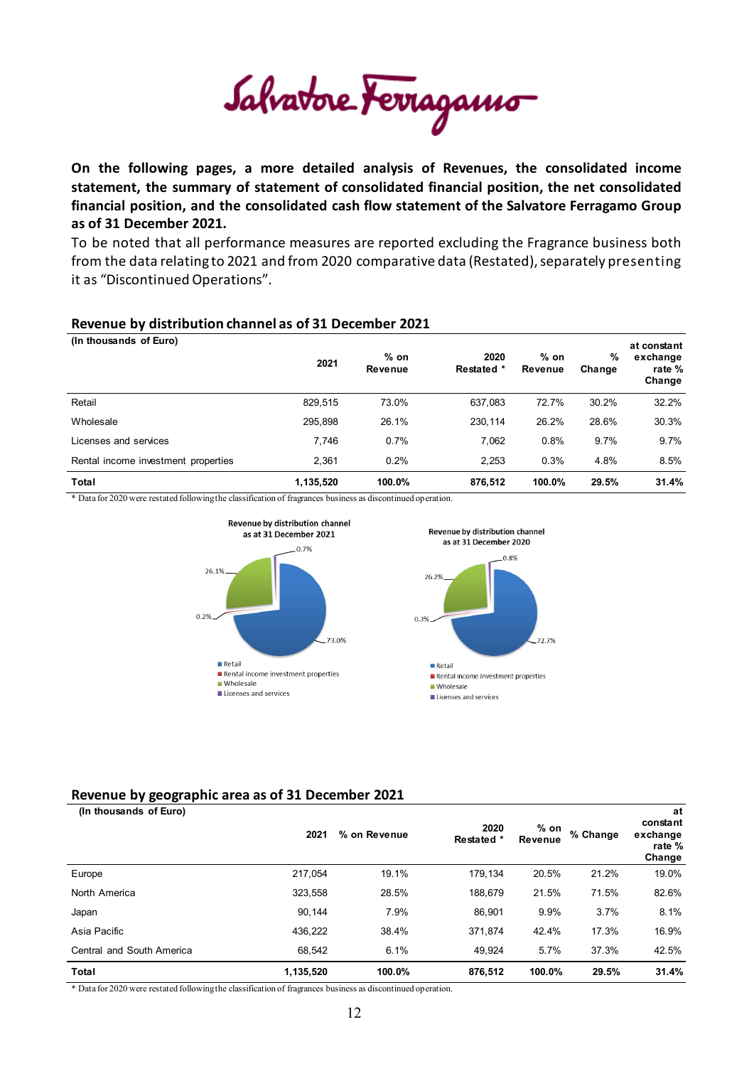**On the following pages, a more detailed analysis of Revenues, the consolidated income statement, the summary of statement of consolidated financial position, the net consolidated financial position, and the consolidated cash flow statement of the Salvatore Ferragamo Group as of 31 December 2021.**

To be noted that all performance measures are reported excluding the Fragrance business both from the data relating to 2021 and from 2020 comparative data (Restated), separately presenting it as "Discontinued Operations".

## Revenue by distribution channel as of 31 December 2021

| (In thousands of Euro) | 2021 | % on Revenue | 2020 Restated * | % on Revenue | % Change | at constant exchange rate % Change |
|---|---|---|---|---|---|---|
| Retail | 829,515 | 73.0% | 637,083 | 72.7% | 30.2% | 32.2% |
| Wholesale | 295,898 | 26.1% | 230,114 | 26.2% | 28.6% | 30.3% |
| Licenses and services | 7,746 | 0.7% | 7,062 | 0.8% | 9.7% | 9.7% |
| Rental income investment properties | 2,361 | 0.2% | 2,253 | 0.3% | 4.8% | 8.5% |
| **Total** | **1,135,520** | **100.0%** | **876,512** | **100.0%** | **29.5%** | **31.4%** |

\* Data for 2020 were restated following the classification of fragrances business as discontinued operation.

Revenue by distribution channel as at 31 December 2021

Revenue by distribution channel as at 31 December 2020

## Revenue by geographic area as of 31 December 2021

| (In thousands of Euro) | 2021 | % on Revenue | 2020 Restated * | % on Revenue | % Change | at constant exchange rate % Change |
|---|---|---|---|---|---|---|
| Europe | 217,054 | 19.1% | 179,134 | 20.5% | 21.2% | 19.0% |
| North America | 323,558 | 28.5% | 188,679 | 21.5% | 71.5% | 82.6% |
| Japan | 90,144 | 7.9% | 86,901 | 9.9% | 3.7% | 8.1% |
| Asia Pacific | 436,222 | 38.4% | 371,874 | 42.4% | 17.3% | 16.9% |
| Central and South America | 68,542 | 6.1% | 49,924 | 5.7% | 37.3% | 42.5% |
| **Total** | **1,135,520** | **100.0%** | **876,512** | **100.0%** | **29.5%** | **31.4%** |

\* Data for 2020 were restated following the classification of fragrances business as discontinued operation.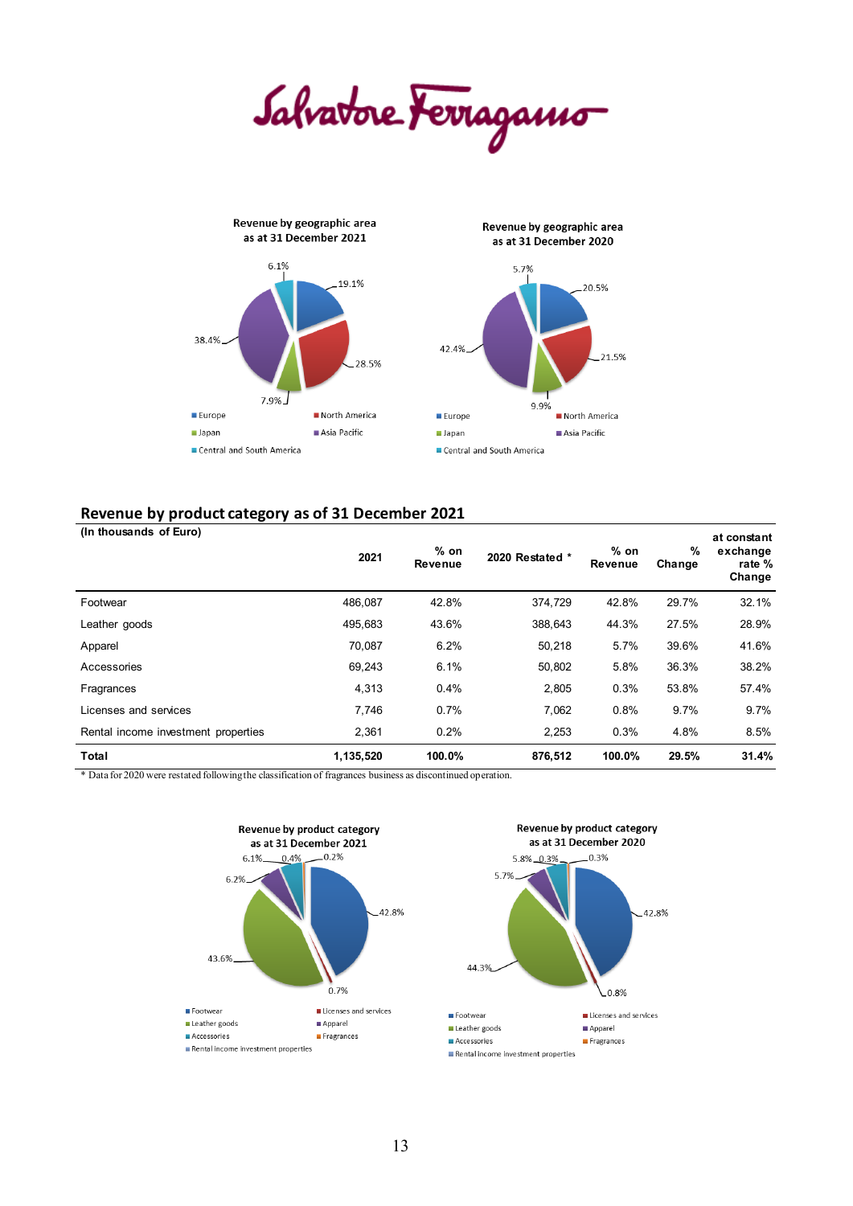Revenue by geographic area as at 31 December 2021

Revenue by geographic area as at 31 December 2020

## Revenue by product category as of 31 December 2021

| (In thousands of Euro) | 2021 | % on Revenue | 2020 Restated * | % on Revenue | % Change | at constant exchange rate % Change |
|---|---|---|---|---|---|---|
| Footwear | 486,087 | 42.8% | 374,729 | 42.8% | 29.7% | 32.1% |
| Leather goods | 495,683 | 43.6% | 388,643 | 44.3% | 27.5% | 28.9% |
| Apparel | 70,087 | 6.2% | 50,218 | 5.7% | 39.6% | 41.6% |
| Accessories | 69,243 | 6.1% | 50,802 | 5.8% | 36.3% | 38.2% |
| Fragrances | 4,313 | 0.4% | 2,805 | 0.3% | 53.8% | 57.4% |
| Licenses and services | 7,746 | 0.7% | 7,062 | 0.8% | 9.7% | 9.7% |
| Rental income investment properties | 2,361 | 0.2% | 2,253 | 0.3% | 4.8% | 8.5% |
| **Total** | **1,135,520** | **100.0%** | **876,512** | **100.0%** | **29.5%** | **31.4%** |

\* Data for 2020 were restated following the classification of fragrances business as discontinued operation.

Revenue by product category as at 31 December 2021

Revenue by product category as at 31 December 2020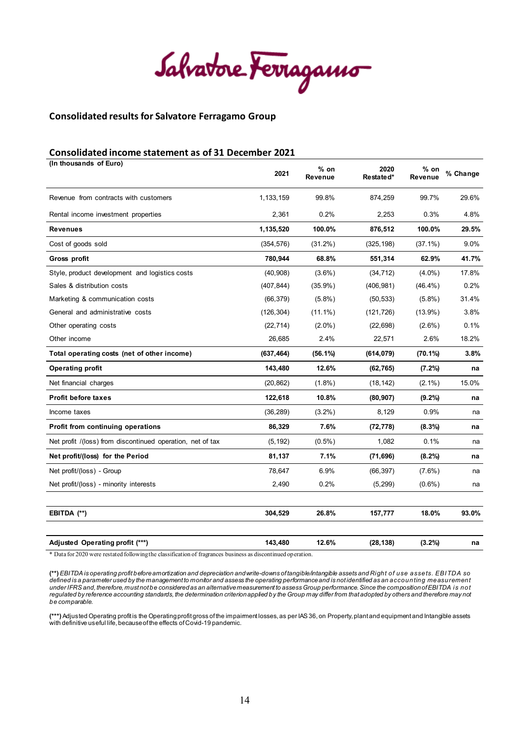Salvatore Ferragamo

## Consolidated results for Salvatore Ferragamo Group

### Consolidated income statement as of 31 December 2021

| (In thousands of Euro) | 2021 | % on Revenue | 2020 Restated* | % on Revenue | % Change |
|---|---|---|---|---|---|
| Revenue from contracts with customers | 1,133,159 | 99.8% | 874,259 | 99.7% | 29.6% |
| Rental income investment properties | 2,361 | 0.2% | 2,253 | 0.3% | 4.8% |
| **Revenues** | **1,135,520** | **100.0%** | **876,512** | **100.0%** | **29.5%** |
| Cost of goods sold | (354,576) | (31.2%) | (325,198) | (37.1%) | 9.0% |
| **Gross profit** | **780,944** | **68.8%** | **551,314** | **62.9%** | **41.7%** |
| Style, product development and logistics costs | (40,908) | (3.6%) | (34,712) | (4.0%) | 17.8% |
| Sales & distribution costs | (407,844) | (35.9%) | (406,981) | (46.4%) | 0.2% |
| Marketing & communication costs | (66,379) | (5.8%) | (50,533) | (5.8%) | 31.4% |
| General and administrative costs | (126,304) | (11.1%) | (121,726) | (13.9%) | 3.8% |
| Other operating costs | (22,714) | (2.0%) | (22,698) | (2.6%) | 0.1% |
| Other income | 26,685 | 2.4% | 22,571 | 2.6% | 18.2% |
| **Total operating costs (net of other income)** | **(637,464)** | **(56.1%)** | **(614,079)** | **(70.1%)** | **3.8%** |
| **Operating profit** | **143,480** | **12.6%** | **(62,765)** | **(7.2%)** | **na** |
| Net financial charges | (20,862) | (1.8%) | (18,142) | (2.1%) | 15.0% |
| **Profit before taxes** | **122,618** | **10.8%** | **(80,907)** | **(9.2%)** | **na** |
| Income taxes | (36,289) | (3.2%) | 8,129 | 0.9% | na |
| **Profit from continuing operations** | **86,329** | **7.6%** | **(72,778)** | **(8.3%)** | **na** |
| Net profit /(loss) from discontinued operation, net of tax | (5,192) | (0.5%) | 1,082 | 0.1% | na |
| **Net profit/(loss) for the Period** | **81,137** | **7.1%** | **(71,696)** | **(8.2%)** | **na** |
| Net profit/(loss) - Group | 78,647 | 6.9% | (66,397) | (7.6%) | na |
| Net profit/(loss) - minority interests | 2,490 | 0.2% | (5,299) | (0.6%) | na |
| | | | | | |
| **EBITDA (\*\*)** | **304,529** | **26.8%** | **157,777** | **18.0%** | **93.0%** |
| | | | | | |
| **Adjusted Operating profit (\*\*\*)** | **143,480** | **12.6%** | **(28,138)** | **(3.2%)** | **na** |

\* Data for 2020 were restated following the classification of fragrances business as discontinued operation.

*(\*\*) EBITDA is operating profit before amortization and depreciation and write-downs of tangible/intangible assets and Right of use assets. EBITDA so defined is a parameter used by the management to monitor and assess the operating performance and is not identified as an accounting measurement under IFRS and, therefore, must not be considered as an alternative measurement to assess Group performance. Since the composition of EBITDA is not regulated by reference accounting standards, the determination criterion applied by the Group may differ from that adopted by others and therefore may not be comparable.*

(\*\*\*) Adjusted Operating profit is the Operating profit gross of the impairment losses, as per IAS 36, on Property, plant and equipment and Intangible assets with definitive useful life, because of the effects of Covid-19 pandemic.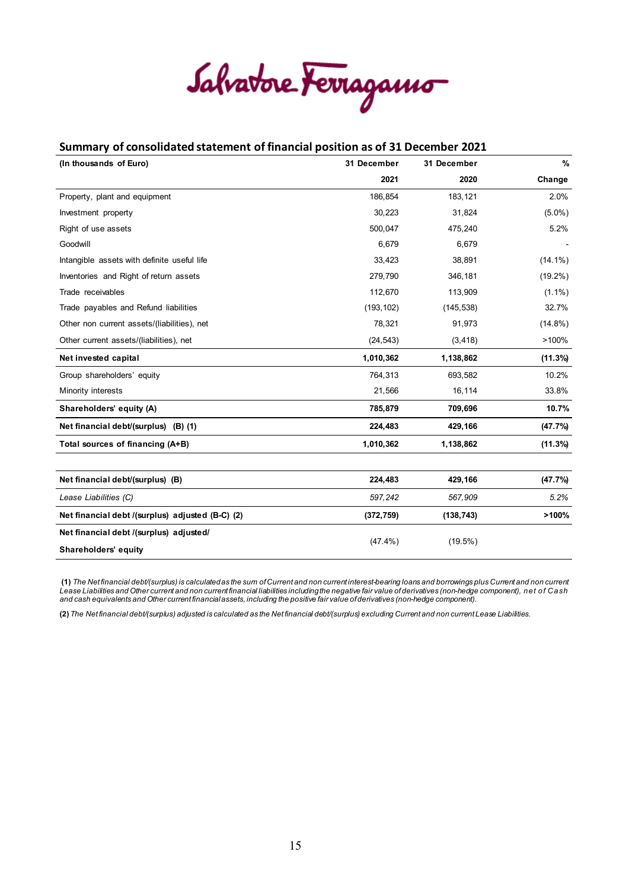Salvatore Ferragamo

## Summary of consolidated statement of financial position as of 31 December 2021

| (In thousands of Euro) | 31 December 2021 | 31 December 2020 | % Change |
|---|---|---|---|
| Property, plant and equipment | 186,854 | 183,121 | 2.0% |
| Investment property | 30,223 | 31,824 | (5.0%) |
| Right of use assets | 500,047 | 475,240 | 5.2% |
| Goodwill | 6,679 | 6,679 | - |
| Intangible assets with definite useful life | 33,423 | 38,891 | (14.1%) |
| Inventories and Right of return assets | 279,790 | 346,181 | (19.2%) |
| Trade receivables | 112,670 | 113,909 | (1.1%) |
| Trade payables and Refund liabilities | (193,102) | (145,538) | 32.7% |
| Other non current assets/(liabilities), net | 78,321 | 91,973 | (14.8%) |
| Other current assets/(liabilities), net | (24,543) | (3,418) | >100% |
| **Net invested capital** | **1,010,362** | **1,138,862** | **(11.3%)** |
| Group shareholders' equity | 764,313 | 693,582 | 10.2% |
| Minority interests | 21,566 | 16,114 | 33.8% |
| **Shareholders' equity (A)** | **785,879** | **709,696** | **10.7%** |
| **Net financial debt/(surplus) (B) (1)** | **224,483** | **429,166** | **(47.7%)** |
| **Total sources of financing (A+B)** | **1,010,362** | **1,138,862** | **(11.3%)** |

| | | | |
|---|---|---|---|
| **Net financial debt/(surplus) (B)** | **224,483** | **429,166** | **(47.7%)** |
| *Lease Liabilities (C)* | *597,242* | *567,909* | *5.2%* |
| **Net financial debt /(surplus) adjusted (B-C) (2)** | **(372,759)** | **(138,743)** | **>100%** |
| **Net financial debt /(surplus) adjusted/ Shareholders' equity** | (47.4%) | (19.5%) | |

**(1)** *The Net financial debt/(surplus) is calculated as the sum of Current and non current interest-bearing loans and borrowings plus Current and non current Lease Liabilities and Other current and non current financial liabilities including the negative fair value of derivatives (non-hedge component), net of Cash and cash equivalents and Other current financial assets, including the positive fair value of derivatives (non-hedge component).*

**(2)** *The Net financial debt/(surplus) adjusted is calculated as the Net financial debt/(surplus) excluding Current and non current Lease Liabilities.*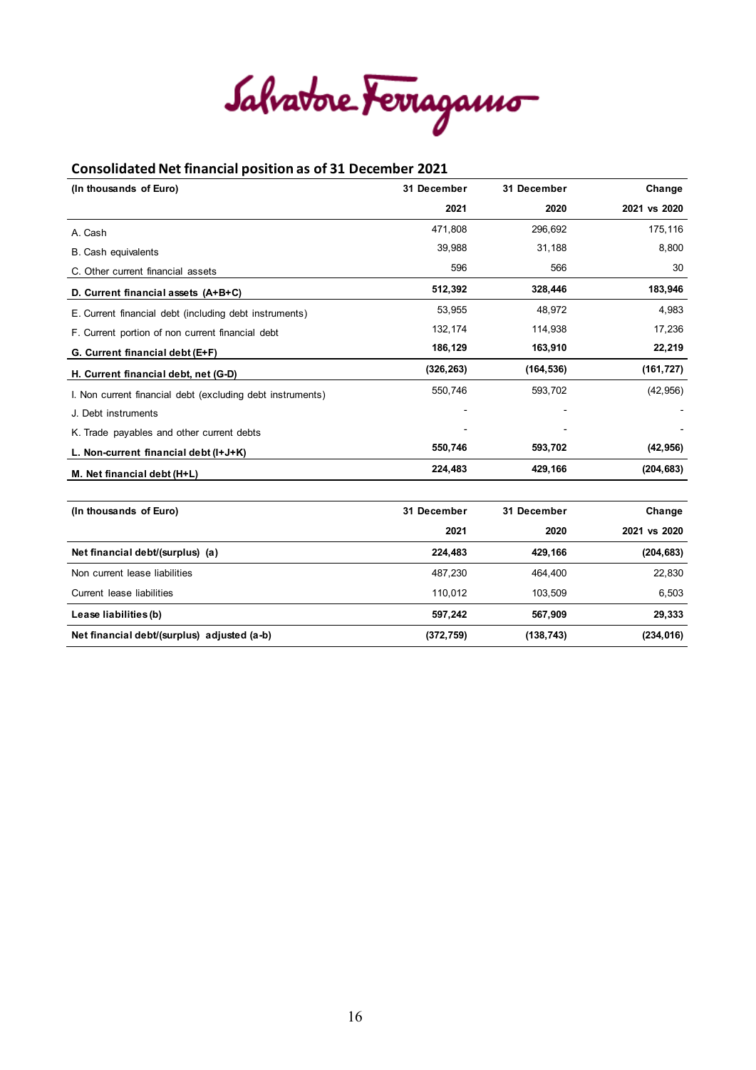Salvatore Ferragamo

## Consolidated Net financial position as of 31 December 2021

| (In thousands of Euro) | 31 December 2021 | 31 December 2020 | Change 2021 vs 2020 |
|---|---|---|---|
| A. Cash | 471,808 | 296,692 | 175,116 |
| B. Cash equivalents | 39,988 | 31,188 | 8,800 |
| C. Other current financial assets | 596 | 566 | 30 |
| **D. Current financial assets (A+B+C)** | **512,392** | **328,446** | **183,946** |
| E. Current financial debt (including debt instruments) | 53,955 | 48,972 | 4,983 |
| F. Current portion of non current financial debt | 132,174 | 114,938 | 17,236 |
| **G. Current financial debt (E+F)** | **186,129** | **163,910** | **22,219** |
| **H. Current financial debt, net (G-D)** | **(326,263)** | **(164,536)** | **(161,727)** |
| I. Non current financial debt (excluding debt instruments) | 550,746 | 593,702 | (42,956) |
| J. Debt instruments | - | - | - |
| K. Trade payables and other current debts | - | - | - |
| **L. Non-current financial debt (I+J+K)** | **550,746** | **593,702** | **(42,956)** |
| **M. Net financial debt (H+L)** | **224,483** | **429,166** | **(204,683)** |

| (In thousands of Euro) | 31 December 2021 | 31 December 2020 | Change 2021 vs 2020 |
|---|---|---|---|
| **Net financial debt/(surplus) (a)** | **224,483** | **429,166** | **(204,683)** |
| Non current lease liabilities | 487,230 | 464,400 | 22,830 |
| Current lease liabilities | 110,012 | 103,509 | 6,503 |
| **Lease liabilities (b)** | **597,242** | **567,909** | **29,333** |
| **Net financial debt/(surplus) adjusted (a-b)** | **(372,759)** | **(138,743)** | **(234,016)** |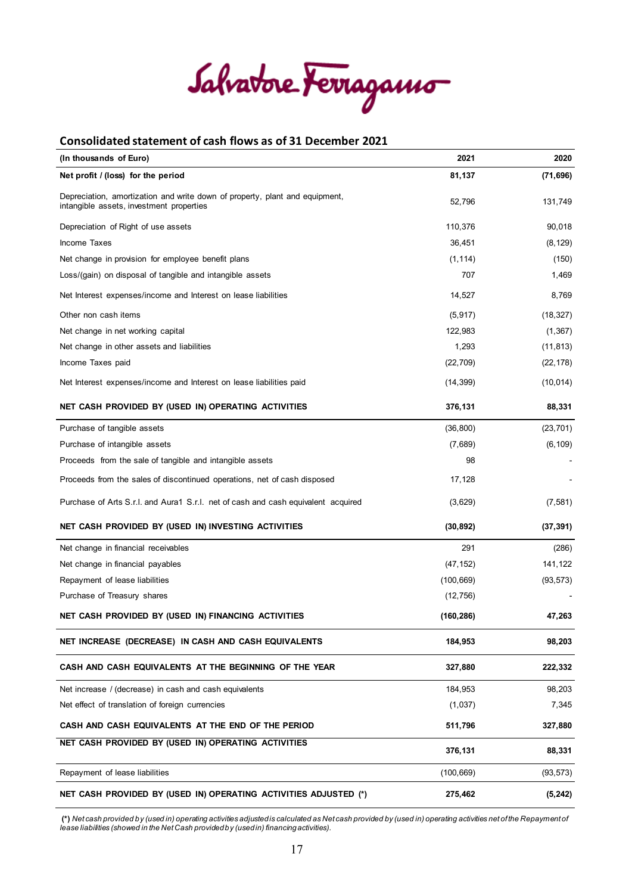Salvatore Ferragamo

## Consolidated statement of cash flows as of 31 December 2021

| (In thousands of Euro) | 2021 | 2020 |
|---|---|---|
| **Net profit / (loss) for the period** | **81,137** | **(71,696)** |
| Depreciation, amortization and write down of property, plant and equipment, intangible assets, investment properties | 52,796 | 131,749 |
| Depreciation of Right of use assets | 110,376 | 90,018 |
| Income Taxes | 36,451 | (8,129) |
| Net change in provision for employee benefit plans | (1,114) | (150) |
| Loss/(gain) on disposal of tangible and intangible assets | 707 | 1,469 |
| Net Interest expenses/income and Interest on lease liabilities | 14,527 | 8,769 |
| Other non cash items | (5,917) | (18,327) |
| Net change in net working capital | 122,983 | (1,367) |
| Net change in other assets and liabilities | 1,293 | (11,813) |
| Income Taxes paid | (22,709) | (22,178) |
| Net Interest expenses/income and Interest on lease liabilities paid | (14,399) | (10,014) |
| **NET CASH PROVIDED BY (USED IN) OPERATING ACTIVITIES** | **376,131** | **88,331** |
| Purchase of tangible assets | (36,800) | (23,701) |
| Purchase of intangible assets | (7,689) | (6,109) |
| Proceeds from the sale of tangible and intangible assets | 98 | - |
| Proceeds from the sales of discontinued operations, net of cash disposed | 17,128 | - |
| Purchase of Arts S.r.l. and Aura1 S.r.l. net of cash and cash equivalent acquired | (3,629) | (7,581) |
| **NET CASH PROVIDED BY (USED IN) INVESTING ACTIVITIES** | **(30,892)** | **(37,391)** |
| Net change in financial receivables | 291 | (286) |
| Net change in financial payables | (47,152) | 141,122 |
| Repayment of lease liabilities | (100,669) | (93,573) |
| Purchase of Treasury shares | (12,756) | - |
| **NET CASH PROVIDED BY (USED IN) FINANCING ACTIVITIES** | **(160,286)** | **47,263** |
| **NET INCREASE (DECREASE) IN CASH AND CASH EQUIVALENTS** | **184,953** | **98,203** |
| **CASH AND CASH EQUIVALENTS AT THE BEGINNING OF THE YEAR** | **327,880** | **222,332** |
| Net increase / (decrease) in cash and cash equivalents | 184,953 | 98,203 |
| Net effect of translation of foreign currencies | (1,037) | 7,345 |
| **CASH AND CASH EQUIVALENTS AT THE END OF THE PERIOD** | **511,796** | **327,880** |
| **NET CASH PROVIDED BY (USED IN) OPERATING ACTIVITIES** | **376,131** | **88,331** |
| Repayment of lease liabilities | (100,669) | (93,573) |
| **NET CASH PROVIDED BY (USED IN) OPERATING ACTIVITIES ADJUSTED (\*)** | **275,462** | **(5,242)** |

**(\*)** *Net cash provided by (used in) operating activities adjusted is calculated as Net cash provided by (used in) operating activities net of the Repayment of lease liabilities (showed in the Net Cash provided by (used in) financing activities).*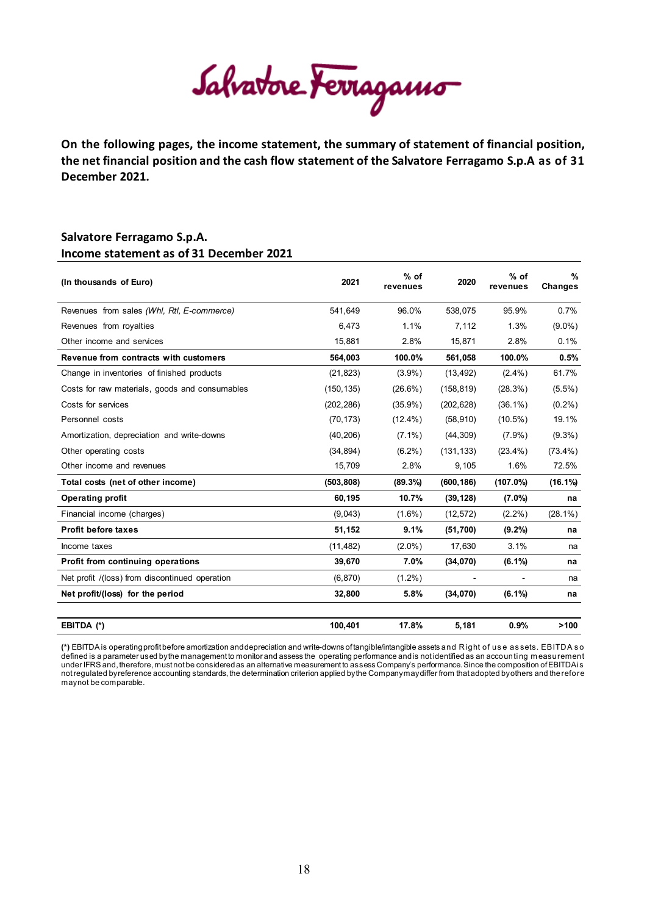Salvatore Ferragamo

**On the following pages, the income statement, the summary of statement of financial position, the net financial position and the cash flow statement of the Salvatore Ferragamo S.p.A as of 31 December 2021.**

## Salvatore Ferragamo S.p.A.
## Income statement as of 31 December 2021

| (In thousands of Euro) | 2021 | % of revenues | 2020 | % of revenues | % Changes |
|---|---|---|---|---|---|
| Revenues from sales *(Whl, Rtl, E-commerce)* | 541,649 | 96.0% | 538,075 | 95.9% | 0.7% |
| Revenues from royalties | 6,473 | 1.1% | 7,112 | 1.3% | (9.0%) |
| Other income and services | 15,881 | 2.8% | 15,871 | 2.8% | 0.1% |
| **Revenue from contracts with customers** | **564,003** | **100.0%** | **561,058** | **100.0%** | **0.5%** |
| Change in inventories of finished products | (21,823) | (3.9%) | (13,492) | (2.4%) | 61.7% |
| Costs for raw materials, goods and consumables | (150,135) | (26.6%) | (158,819) | (28.3%) | (5.5%) |
| Costs for services | (202,286) | (35.9%) | (202,628) | (36.1%) | (0.2%) |
| Personnel costs | (70,173) | (12.4%) | (58,910) | (10.5%) | 19.1% |
| Amortization, depreciation and write-downs | (40,206) | (7.1%) | (44,309) | (7.9%) | (9.3%) |
| Other operating costs | (34,894) | (6.2%) | (131,133) | (23.4%) | (73.4%) |
| Other income and revenues | 15,709 | 2.8% | 9,105 | 1.6% | 72.5% |
| **Total costs (net of other income)** | **(503,808)** | **(89.3%)** | **(600,186)** | **(107.0%)** | **(16.1%)** |
| **Operating profit** | **60,195** | **10.7%** | **(39,128)** | **(7.0%)** | **na** |
| Financial income (charges) | (9,043) | (1.6%) | (12,572) | (2.2%) | (28.1%) |
| **Profit before taxes** | **51,152** | **9.1%** | **(51,700)** | **(9.2%)** | **na** |
| Income taxes | (11,482) | (2.0%) | 17,630 | 3.1% | na |
| **Profit from continuing operations** | **39,670** | **7.0%** | **(34,070)** | **(6.1%)** | **na** |
| Net profit /(loss) from discontinued operation | (6,870) | (1.2%) | - | - | na |
| **Net profit/(loss) for the period** | **32,800** | **5.8%** | **(34,070)** | **(6.1%)** | **na** |
| | | | | | |
| **EBITDA (*)** | **100,401** | **17.8%** | **5,181** | **0.9%** | **>100** |

**(*)** EBITDA is operating profit before amortization and depreciation and write-downs of tangible/intangible assets and Right of use assets. EBITDA so defined is a parameter used by the management to monitor and assess the operating performance and is not identified as an accounting measurement under IFRS and, therefore, must not be considered as an alternative measurement to assess Company's performance. Since the composition of EBITDA is not regulated by reference accounting standards, the determination criterion applied by the Company may differ from that adopted by others and therefore may not be comparable.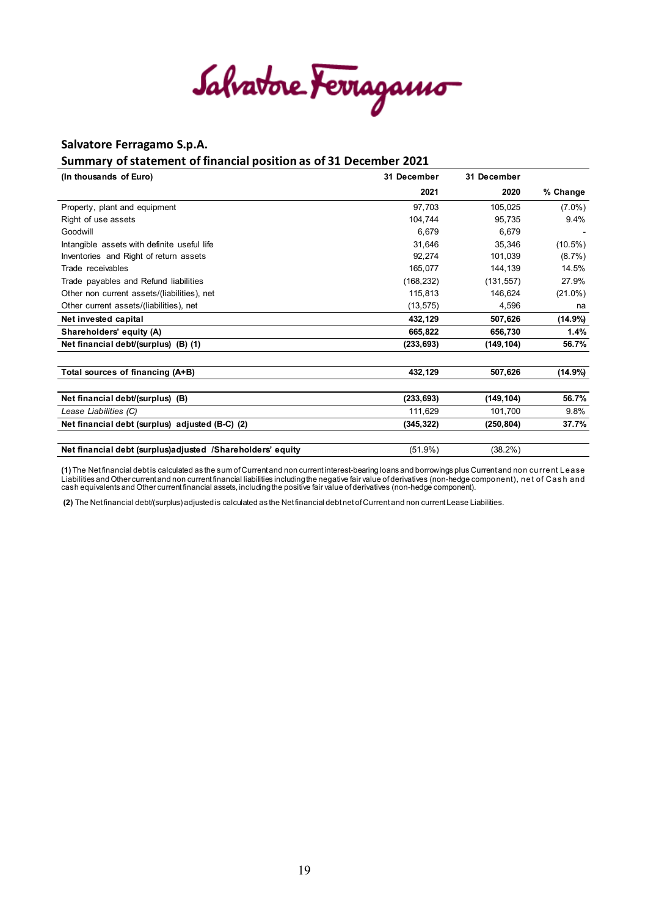Salvatore Ferragamo

## Salvatore Ferragamo S.p.A.

## Summary of statement of financial position as of 31 December 2021

| (In thousands of Euro) | 31 December 2021 | 31 December 2020 | % Change |
|---|---|---|---|
| Property, plant and equipment | 97,703 | 105,025 | (7.0%) |
| Right of use assets | 104,744 | 95,735 | 9.4% |
| Goodwill | 6,679 | 6,679 | - |
| Intangible assets with definite useful life | 31,646 | 35,346 | (10.5%) |
| Inventories and Right of return assets | 92,274 | 101,039 | (8.7%) |
| Trade receivables | 165,077 | 144,139 | 14.5% |
| Trade payables and Refund liabilities | (168,232) | (131,557) | 27.9% |
| Other non current assets/(liabilities), net | 115,813 | 146,624 | (21.0%) |
| Other current assets/(liabilities), net | (13,575) | 4,596 | na |
| **Net invested capital** | **432,129** | **507,626** | **(14.9%)** |
| **Shareholders' equity (A)** | **665,822** | **656,730** | **1.4%** |
| **Net financial debt/(surplus) (B) (1)** | **(233,693)** | **(149,104)** | **56.7%** |
| | | | |
| **Total sources of financing (A+B)** | **432,129** | **507,626** | **(14.9%)** |
| | | | |
| **Net financial debt/(surplus) (B)** | **(233,693)** | **(149,104)** | **56.7%** |
| *Lease Liabilities (C)* | 111,629 | 101,700 | 9.8% |
| **Net financial debt (surplus) adjusted (B-C) (2)** | **(345,322)** | **(250,804)** | **37.7%** |
| | | | |
| **Net financial debt (surplus)adjusted /Shareholders' equity** | (51.9%) | (38.2%) | |

**(1)** The Net financial debt is calculated as the sum of Current and non current interest-bearing loans and borrowings plus Current and non current Lease Liabilities and Other current and non current financial liabilities including the negative fair value of derivatives (non-hedge component), net of Cash and cash equivalents and Other current financial assets, including the positive fair value of derivatives (non-hedge component).

**(2)** The Net financial debt/(surplus) adjusted is calculated as the Net financial debt net of Current and non current Lease Liabilities.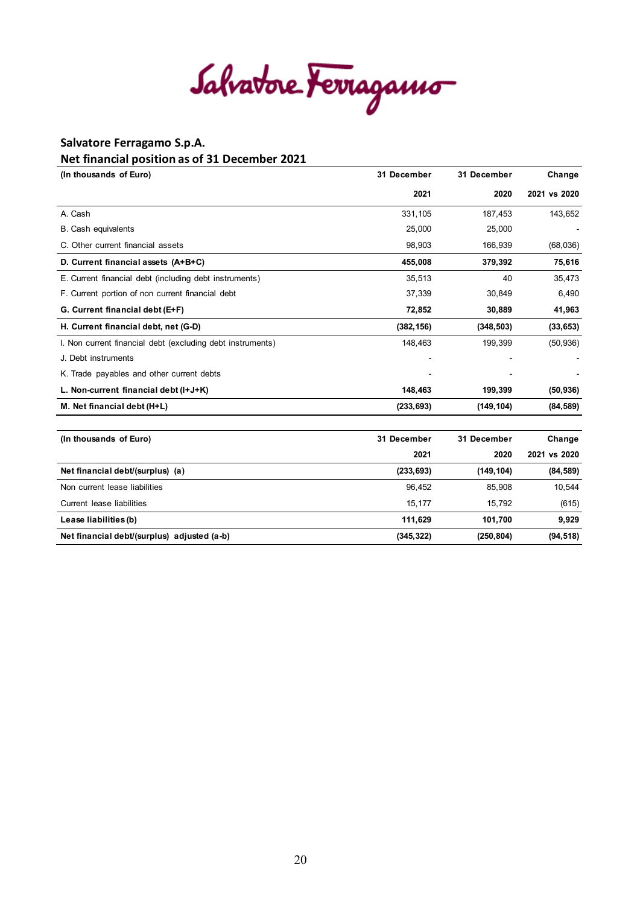Salvatore Ferragamo

## Salvatore Ferragamo S.p.A.

## Net financial position as of 31 December 2021

| (In thousands of Euro) | 31 December 2021 | 31 December 2020 | Change 2021 vs 2020 |
|---|---|---|---|
| A. Cash | 331,105 | 187,453 | 143,652 |
| B. Cash equivalents | 25,000 | 25,000 | - |
| C. Other current financial assets | 98,903 | 166,939 | (68,036) |
| **D. Current financial assets (A+B+C)** | **455,008** | **379,392** | **75,616** |
| E. Current financial debt (including debt instruments) | 35,513 | 40 | 35,473 |
| F. Current portion of non current financial debt | 37,339 | 30,849 | 6,490 |
| **G. Current financial debt (E+F)** | **72,852** | **30,889** | **41,963** |
| **H. Current financial debt, net (G-D)** | **(382,156)** | **(348,503)** | **(33,653)** |
| I. Non current financial debt (excluding debt instruments) | 148,463 | 199,399 | (50,936) |
| J. Debt instruments | - | - | - |
| K. Trade payables and other current debts | - | - | - |
| **L. Non-current financial debt (I+J+K)** | **148,463** | **199,399** | **(50,936)** |
| **M. Net financial debt (H+L)** | **(233,693)** | **(149,104)** | **(84,589)** |

| (In thousands of Euro) | 31 December 2021 | 31 December 2020 | Change 2021 vs 2020 |
|---|---|---|---|
| **Net financial debt/(surplus) (a)** | **(233,693)** | **(149,104)** | **(84,589)** |
| Non current lease liabilities | 96,452 | 85,908 | 10,544 |
| Current lease liabilities | 15,177 | 15,792 | (615) |
| **Lease liabilities (b)** | **111,629** | **101,700** | **9,929** |
| **Net financial debt/(surplus) adjusted (a-b)** | **(345,322)** | **(250,804)** | **(94,518)** |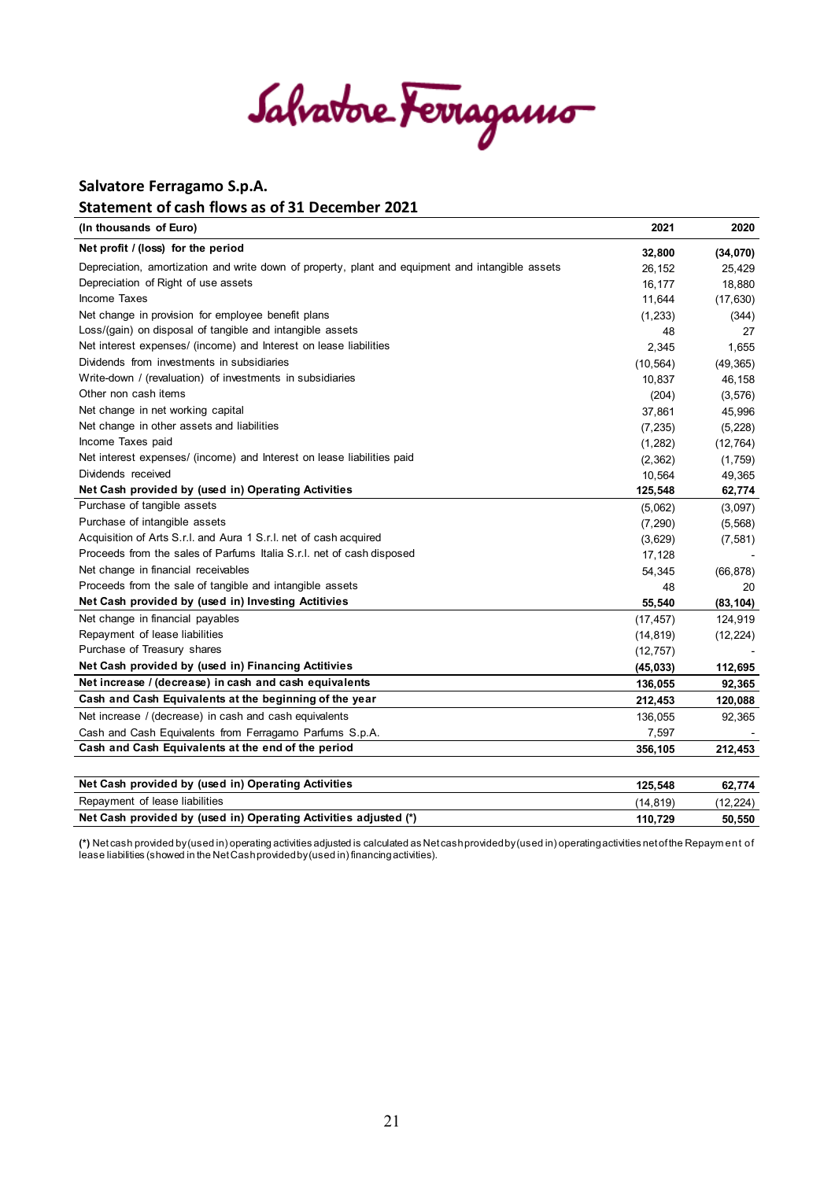Salvatore Ferragamo

## Salvatore Ferragamo S.p.A.

## Statement of cash flows as of 31 December 2021

| (In thousands of Euro) | 2021 | 2020 |
|---|---|---|
| **Net profit / (loss) for the period** | **32,800** | **(34,070)** |
| Depreciation, amortization and write down of property, plant and equipment and intangible assets | 26,152 | 25,429 |
| Depreciation of Right of use assets | 16,177 | 18,880 |
| Income Taxes | 11,644 | (17,630) |
| Net change in provision for employee benefit plans | (1,233) | (344) |
| Loss/(gain) on disposal of tangible and intangible assets | 48 | 27 |
| Net interest expenses/ (income) and Interest on lease liabilities | 2,345 | 1,655 |
| Dividends from investments in subsidiaries | (10,564) | (49,365) |
| Write-down / (revaluation) of investments in subsidiaries | 10,837 | 46,158 |
| Other non cash items | (204) | (3,576) |
| Net change in net working capital | 37,861 | 45,996 |
| Net change in other assets and liabilities | (7,235) | (5,228) |
| Income Taxes paid | (1,282) | (12,764) |
| Net interest expenses/ (income) and Interest on lease liabilities paid | (2,362) | (1,759) |
| Dividends received | 10,564 | 49,365 |
| **Net Cash provided by (used in) Operating Activities** | **125,548** | **62,774** |
| Purchase of tangible assets | (5,062) | (3,097) |
| Purchase of intangible assets | (7,290) | (5,568) |
| Acquisition of Arts S.r.l. and Aura 1 S.r.l. net of cash acquired | (3,629) | (7,581) |
| Proceeds from the sales of Parfums Italia S.r.l. net of cash disposed | 17,128 | - |
| Net change in financial receivables | 54,345 | (66,878) |
| Proceeds from the sale of tangible and intangible assets | 48 | 20 |
| **Net Cash provided by (used in) Investing Actitivies** | **55,540** | **(83,104)** |
| Net change in financial payables | (17,457) | 124,919 |
| Repayment of lease liabilities | (14,819) | (12,224) |
| Purchase of Treasury shares | (12,757) | - |
| **Net Cash provided by (used in) Financing Actitivies** | **(45,033)** | **112,695** |
| **Net increase / (decrease) in cash and cash equivalents** | **136,055** | **92,365** |
| **Cash and Cash Equivalents at the beginning of the year** | **212,453** | **120,088** |
| Net increase / (decrease) in cash and cash equivalents | 136,055 | 92,365 |
| Cash and Cash Equivalents from Ferragamo Parfums S.p.A. | 7,597 | - |
| **Cash and Cash Equivalents at the end of the period** | **356,105** | **212,453** |

| | | |
|---|---|---|
| **Net Cash provided by (used in) Operating Activities** | **125,548** | **62,774** |
| Repayment of lease liabilities | (14,819) | (12,224) |
| **Net Cash provided by (used in) Operating Activities adjusted (*)** | **110,729** | **50,550** |

**(*)** Net cash provided by (used in) operating activities adjusted is calculated as Net cash provided by (used in) operating activities net of the Repayment of lease liabilities (showed in the Net Cash provided by (used in) financing activities).